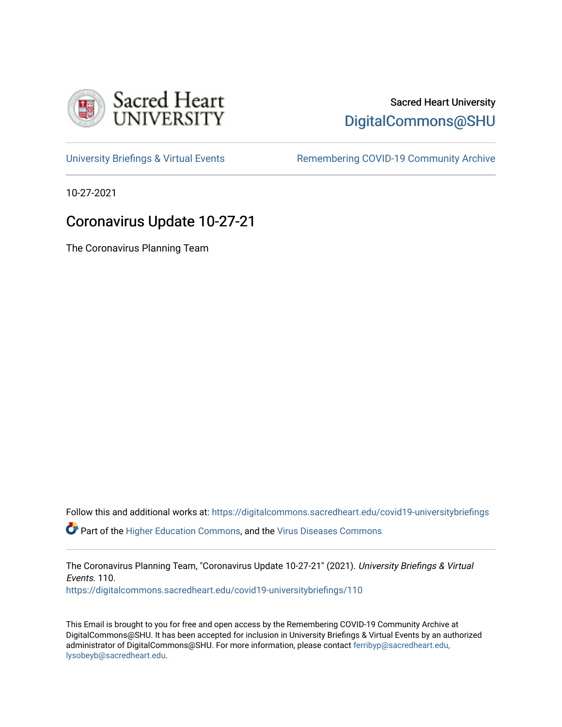Sacred Heart University

DigitalCommons@SHU

University Briefings & Virtual Events

Remembering COVID-19 Community Archive

10-27-2021

# Coronavirus Update 10-27-21

The Coronavirus Planning Team

Follow this and additional works at: https://digitalcommons.sacredheart.edu/covid19-universitybriefings

Part of the Higher Education Commons, and the Virus Diseases Commons

The Coronavirus Planning Team, "Coronavirus Update 10-27-21" (2021). *University Briefings & Virtual Events*. 110.
https://digitalcommons.sacredheart.edu/covid19-universitybriefings/110

This Email is brought to you for free and open access by the Remembering COVID-19 Community Archive at DigitalCommons@SHU. It has been accepted for inclusion in University Briefings & Virtual Events by an authorized administrator of DigitalCommons@SHU. For more information, please contact ferribyp@sacredheart.edu, lysobeyb@sacredheart.edu.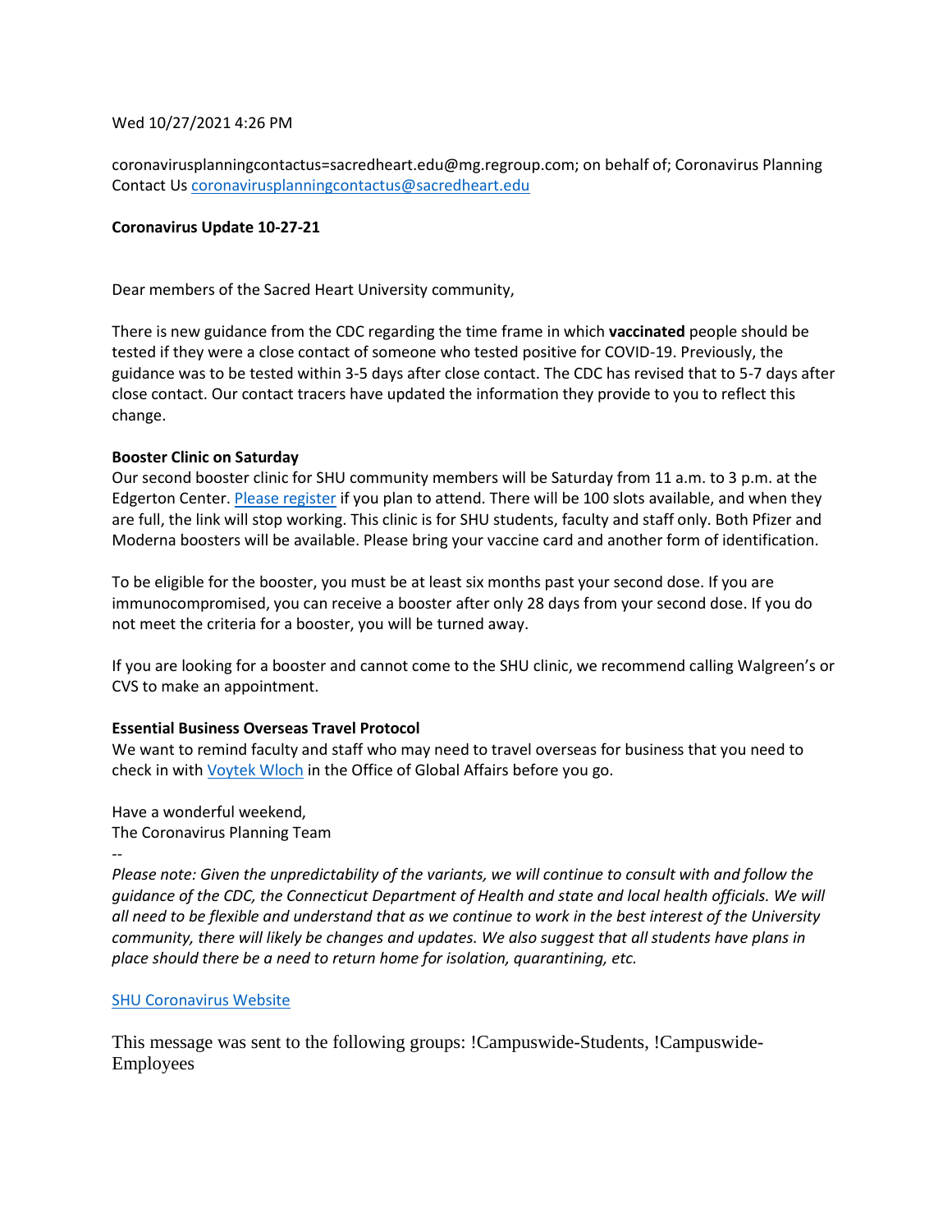Wed 10/27/2021 4:26 PM

coronavirusplanningcontactus=sacredheart.edu@mg.regroup.com; on behalf of; Coronavirus Planning Contact Us [coronavirusplanningcontactus@sacredheart.edu](mailto:coronavirusplanningcontactus@sacredheart.edu)

**Coronavirus Update 10-27-21**

Dear members of the Sacred Heart University community,

There is new guidance from the CDC regarding the time frame in which **vaccinated** people should be tested if they were a close contact of someone who tested positive for COVID-19. Previously, the guidance was to be tested within 3-5 days after close contact. The CDC has revised that to 5-7 days after close contact. Our contact tracers have updated the information they provide to you to reflect this change.

**Booster Clinic on Saturday**

Our second booster clinic for SHU community members will be Saturday from 11 a.m. to 3 p.m. at the Edgerton Center. Please register if you plan to attend. There will be 100 slots available, and when they are full, the link will stop working. This clinic is for SHU students, faculty and staff only. Both Pfizer and Moderna boosters will be available. Please bring your vaccine card and another form of identification.

To be eligible for the booster, you must be at least six months past your second dose. If you are immunocompromised, you can receive a booster after only 28 days from your second dose. If you do not meet the criteria for a booster, you will be turned away.

If you are looking for a booster and cannot come to the SHU clinic, we recommend calling Walgreen's or CVS to make an appointment.

**Essential Business Overseas Travel Protocol**

We want to remind faculty and staff who may need to travel overseas for business that you need to check in with Voytek Wloch in the Office of Global Affairs before you go.

Have a wonderful weekend,
The Coronavirus Planning Team

--

*Please note: Given the unpredictability of the variants, we will continue to consult with and follow the guidance of the CDC, the Connecticut Department of Health and state and local health officials. We will all need to be flexible and understand that as we continue to work in the best interest of the University community, there will likely be changes and updates. We also suggest that all students have plans in place should there be a need to return home for isolation, quarantining, etc.*

SHU Coronavirus Website

This message was sent to the following groups: !Campuswide-Students, !Campuswide-Employees